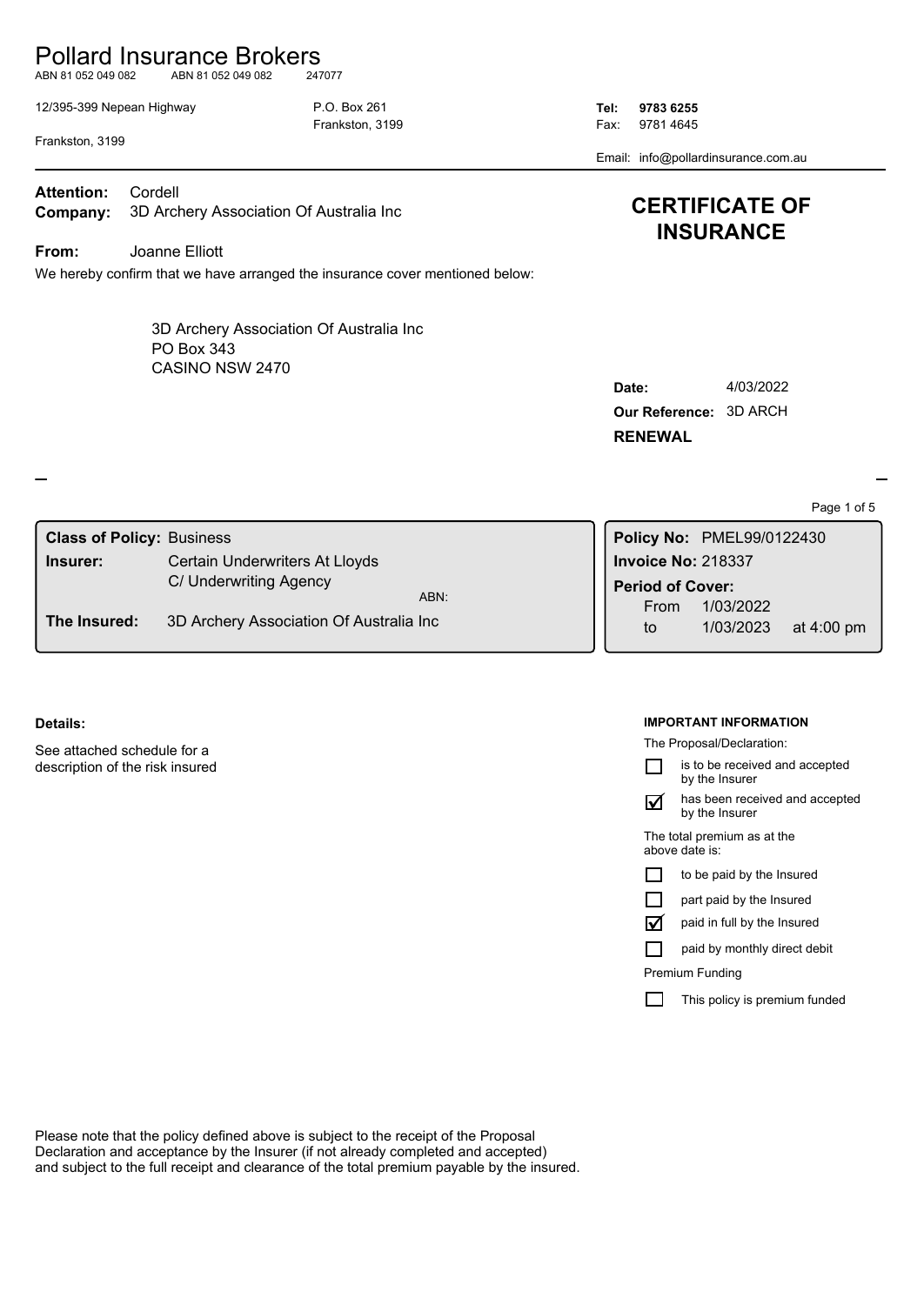# Pollard Insurance Brokers

ABN 81 052 049 082 ABN 81 052 049 082 247077

12/395-399 Nepean Highway
Frankston, 3199

P.O. Box 261
Frankston, 3199

**Tel: 9783 6255**
Fax: 9781 4645
Email: info@pollardinsurance.com.au

**Attention:** Cordell
**Company:** 3D Archery Association Of Australia Inc

**From:** Joanne Elliott

## CERTIFICATE OF INSURANCE

We hereby confirm that we have arranged the insurance cover mentioned below:

3D Archery Association Of Australia Inc
PO Box 343
CASINO NSW 2470

**Date:** 4/03/2022
**Our Reference:** 3D ARCH
**RENEWAL**

| | |
|---|---|
| **Class of Policy:** | Business |
| **Insurer:** | Certain Underwriters At Lloyds C/ Underwriting Agency |
| ABN: | |
| **The Insured:** | 3D Archery Association Of Australia Inc |

**Policy No:** PMEL99/0122430
**Invoice No:** 218337
**Period of Cover:**
From 1/03/2022
to 1/03/2023 at 4:00 pm

**Details:**

See attached schedule for a description of the risk insured

**IMPORTANT INFORMATION**

The Proposal/Declaration:

- ☐ is to be received and accepted by the Insurer
- ☑ has been received and accepted by the Insurer

The total premium as at the above date is:

- ☐ to be paid by the Insured
- ☐ part paid by the Insured
- ☑ paid in full by the Insured
- ☐ paid by monthly direct debit

Premium Funding

- ☐ This policy is premium funded

Please note that the policy defined above is subject to the receipt of the Proposal Declaration and acceptance by the Insurer (if not already completed and accepted) and subject to the full receipt and clearance of the total premium payable by the insured.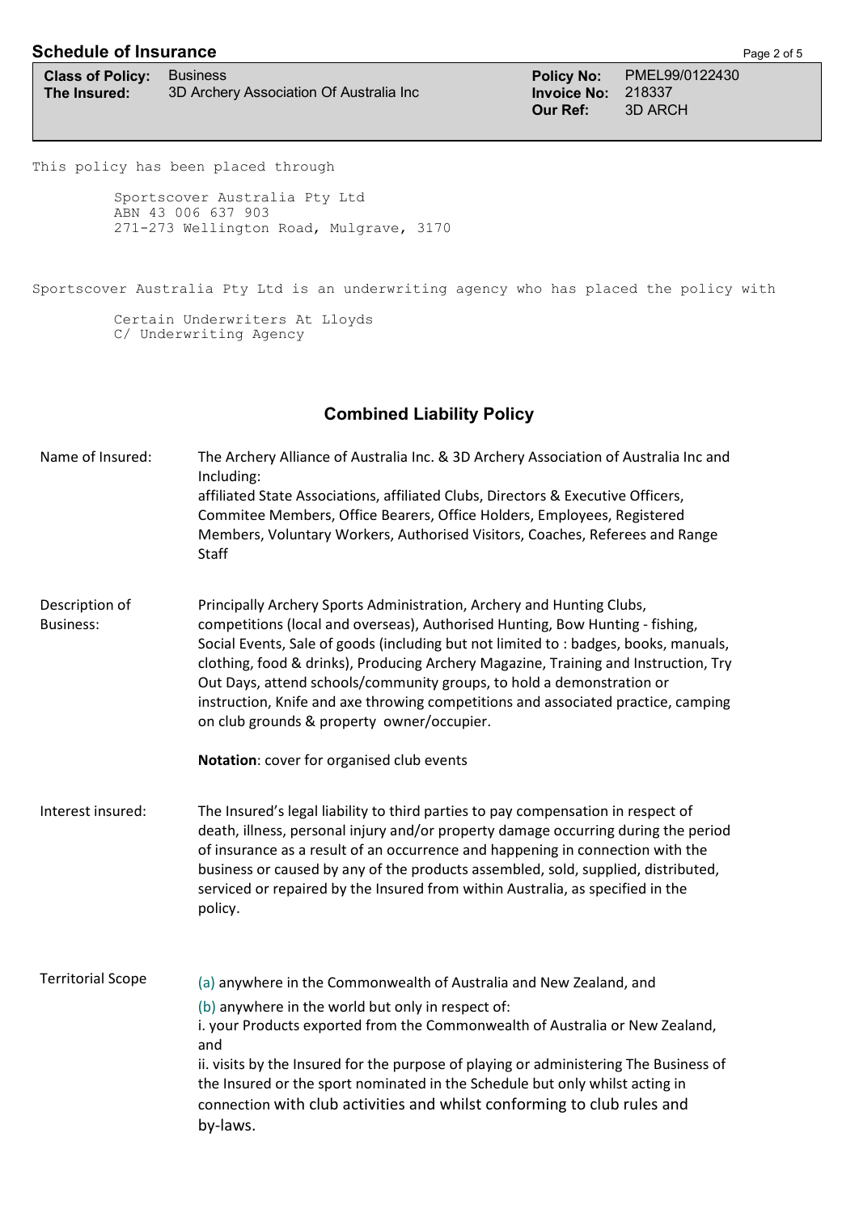## Schedule of Insurance

| | | | |
|---|---|---|---|
| **Class of Policy:** | Business | **Policy No:** | PMEL99/0122430 |
| **The Insured:** | 3D Archery Association Of Australia Inc | **Invoice No:** | 218337 |
| | | **Our Ref:** | 3D ARCH |

This policy has been placed through

Sportscover Australia Pty Ltd
ABN 43 006 637 903
271-273 Wellington Road, Mulgrave, 3170

Sportscover Australia Pty Ltd is an underwriting agency who has placed the policy with

Certain Underwriters At Lloyds
C/ Underwriting Agency

### Combined Liability Policy

| | |
|---|---|
| Name of Insured: | The Archery Alliance of Australia Inc. & 3D Archery Association of Australia Inc and Including: affiliated State Associations, affiliated Clubs, Directors & Executive Officers, Commitee Members, Office Bearers, Office Holders, Employees, Registered Members, Voluntary Workers, Authorised Visitors, Coaches, Referees and Range Staff |
| Description of Business: | Principally Archery Sports Administration, Archery and Hunting Clubs, competitions (local and overseas), Authorised Hunting, Bow Hunting - fishing, Social Events, Sale of goods (including but not limited to : badges, books, manuals, clothing, food & drinks), Producing Archery Magazine, Training and Instruction, Try Out Days, attend schools/community groups, to hold a demonstration or instruction, Knife and axe throwing competitions and associated practice, camping on club grounds & property owner/occupier.<br><br>**Notation**: cover for organised club events |
| Interest insured: | The Insured's legal liability to third parties to pay compensation in respect of death, illness, personal injury and/or property damage occurring during the period of insurance as a result of an occurrence and happening in connection with the business or caused by any of the products assembled, sold, supplied, distributed, serviced or repaired by the Insured from within Australia, as specified in the policy. |
| Territorial Scope | (a) anywhere in the Commonwealth of Australia and New Zealand, and<br>(b) anywhere in the world but only in respect of:<br>i. your Products exported from the Commonwealth of Australia or New Zealand, and<br>ii. visits by the Insured for the purpose of playing or administering The Business of the Insured or the sport nominated in the Schedule but only whilst acting in connection with club activities and whilst conforming to club rules and by-laws. |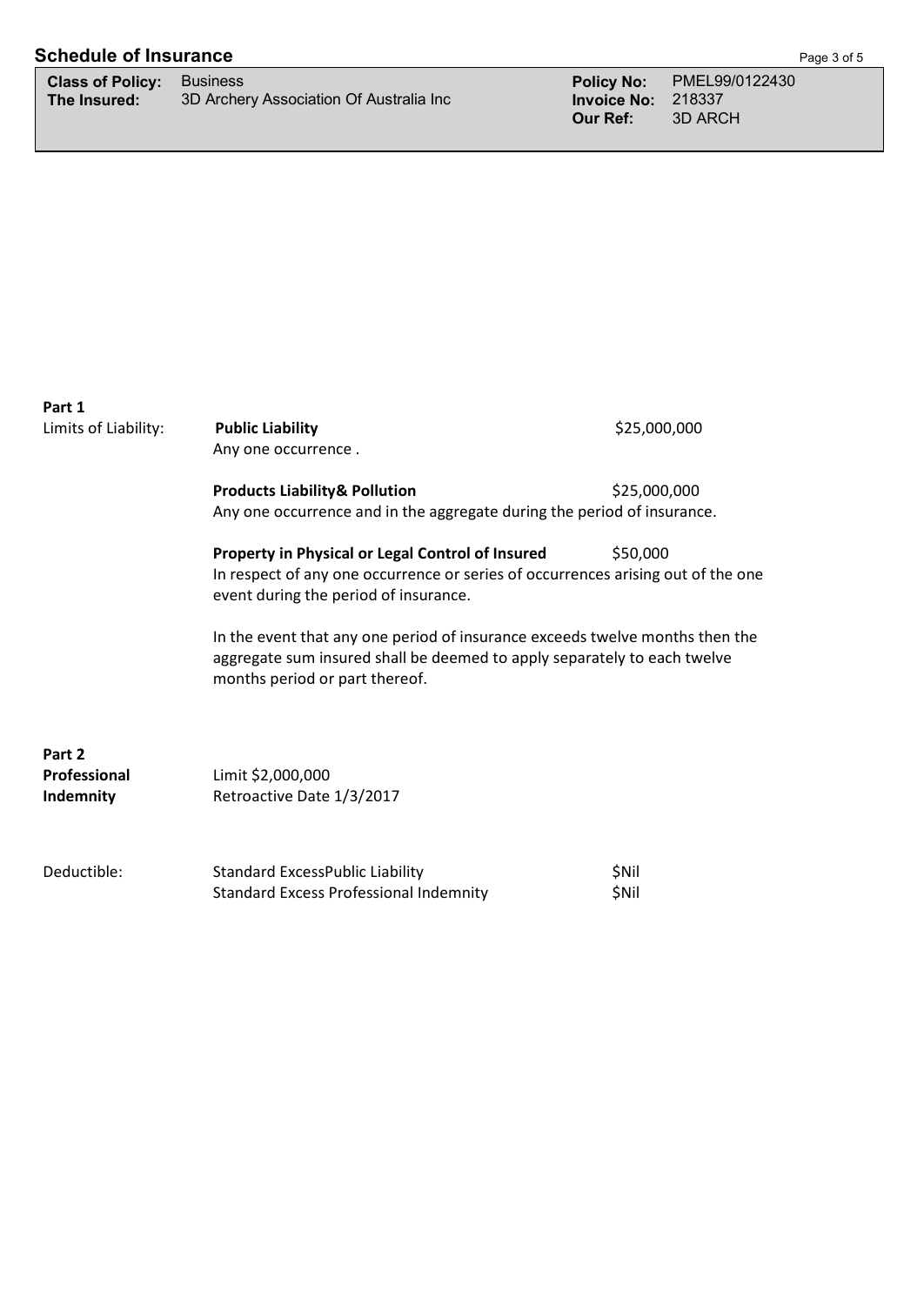## Schedule of Insurance

| | | | |
|---|---|---|---|
| **Class of Policy:** | Business | **Policy No:** | PMEL99/0122430 |
| **The Insured:** | 3D Archery Association Of Australia Inc | **Invoice No:** | 218337 |
| | | **Our Ref:** | 3D ARCH |

**Part 1**

Limits of Liability:

**Public Liability** $25,000,000
Any one occurrence .

**Products Liability& Pollution** $25,000,000
Any one occurrence and in the aggregate during the period of insurance.

**Property in Physical or Legal Control of Insured** $50,000
In respect of any one occurrence or series of occurrences arising out of the one event during the period of insurance.

In the event that any one period of insurance exceeds twelve months then the aggregate sum insured shall be deemed to apply separately to each twelve months period or part thereof.

**Part 2**
**Professional Indemnity**

Limit $2,000,000
Retroactive Date 1/3/2017

Deductible:

| | |
|---|---|
| Standard ExcessPublic Liability | $Nil |
| Standard Excess Professional Indemnity | $Nil |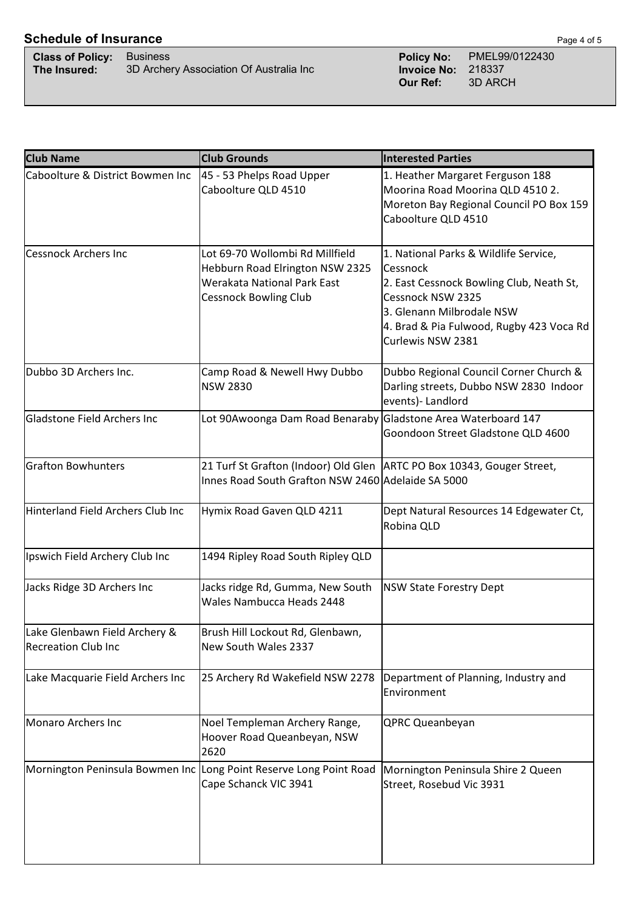## Schedule of Insurance

**Class of Policy:** Business
**The Insured:** 3D Archery Association Of Australia Inc

**Policy No:** PMEL99/0122430
**Invoice No:** 218337
**Our Ref:** 3D ARCH

| Club Name | Club Grounds | Interested Parties |
|---|---|---|
| Caboolture & District Bowmen Inc | 45 - 53 Phelps Road Upper Caboolture QLD 4510 | 1. Heather Margaret Ferguson 188 Moorina Road Moorina QLD 4510 2. Moreton Bay Regional Council PO Box 159 Caboolture QLD 4510 |
| Cessnock Archers Inc | Lot 69-70 Wollombi Rd Millfield Hebburn Road Elrington NSW 2325 Werakata National Park East Cessnock Bowling Club | 1. National Parks & Wildlife Service, Cessnock 2. East Cessnock Bowling Club, Neath St, Cessnock NSW 2325 3. Glenann Milbrodale NSW 4. Brad & Pia Fulwood, Rugby 423 Voca Rd Curlewis NSW 2381 |
| Dubbo 3D Archers Inc. | Camp Road & Newell Hwy Dubbo NSW 2830 | Dubbo Regional Council Corner Church & Darling streets, Dubbo NSW 2830 Indoor events)- Landlord |
| Gladstone Field Archers Inc | Lot 90Awoonga Dam Road Benaraby | Gladstone Area Waterboard 147 Goondoon Street Gladstone QLD 4600 |
| Grafton Bowhunters | 21 Turf St Grafton (Indoor) Old Glen Innes Road South Grafton NSW 2460 | ARTC PO Box 10343, Gouger Street, Adelaide SA 5000 |
| Hinterland Field Archers Club Inc | Hymix Road Gaven QLD 4211 | Dept Natural Resources 14 Edgewater Ct, Robina QLD |
| Ipswich Field Archery Club Inc | 1494 Ripley Road South Ripley QLD | |
| Jacks Ridge 3D Archers Inc | Jacks ridge Rd, Gumma, New South Wales Nambucca Heads 2448 | NSW State Forestry Dept |
| Lake Glenbawn Field Archery & Recreation Club Inc | Brush Hill Lockout Rd, Glenbawn, New South Wales 2337 | |
| Lake Macquarie Field Archers Inc | 25 Archery Rd Wakefield NSW 2278 | Department of Planning, Industry and Environment |
| Monaro Archers Inc | Noel Templeman Archery Range, Hoover Road Queanbeyan, NSW 2620 | QPRC Queanbeyan |
| Mornington Peninsula Bowmen Inc | Long Point Reserve Long Point Road Cape Schanck VIC 3941 | Mornington Peninsula Shire 2 Queen Street, Rosebud Vic 3931 |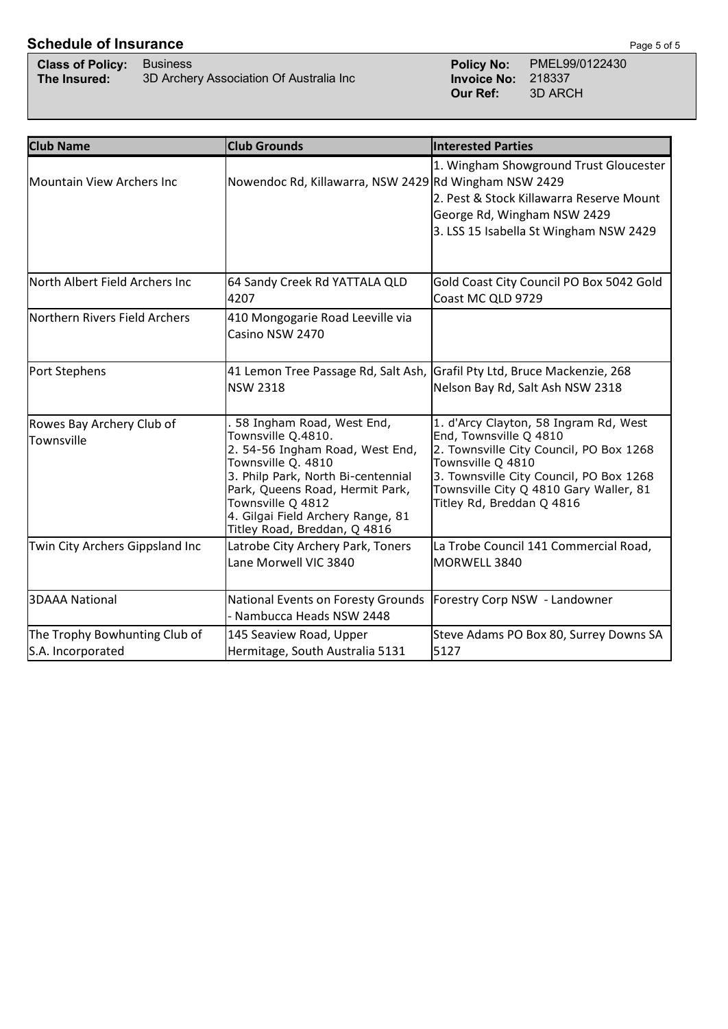# Schedule of Insurance

**Class of Policy:** Business
**The Insured:** 3D Archery Association Of Australia Inc

**Policy No:** PMEL99/0122430
**Invoice No:** 218337
**Our Ref:** 3D ARCH

| Club Name | Club Grounds | Interested Parties |
|---|---|---|
| Mountain View Archers Inc | Nowendoc Rd, Killawarra, NSW 2429 | 1. Wingham Showground Trust Gloucester Rd Wingham NSW 2429<br>2. Pest & Stock Killawarra Reserve Mount George Rd, Wingham NSW 2429<br>3. LSS 15 Isabella St Wingham NSW 2429 |
| North Albert Field Archers Inc | 64 Sandy Creek Rd YATTALA QLD 4207 | Gold Coast City Council PO Box 5042 Gold Coast MC QLD 9729 |
| Northern Rivers Field Archers | 410 Mongogarie Road Leeville via Casino NSW 2470 | |
| Port Stephens | 41 Lemon Tree Passage Rd, Salt Ash, NSW 2318 | Grafil Pty Ltd, Bruce Mackenzie, 268 Nelson Bay Rd, Salt Ash NSW 2318 |
| Rowes Bay Archery Club of Townsville | . 58 Ingham Road, West End, Townsville Q.4810.<br>2. 54-56 Ingham Road, West End, Townsville Q. 4810<br>3. Philp Park, North Bi-centennial Park, Queens Road, Hermit Park, Townsville Q 4812<br>4. Gilgai Field Archery Range, 81 Titley Road, Breddan, Q 4816 | 1. d'Arcy Clayton, 58 Ingram Rd, West End, Townsville Q 4810<br>2. Townsville City Council, PO Box 1268 Townsville Q 4810<br>3. Townsville City Council, PO Box 1268 Townsville City Q 4810 Gary Waller, 81 Titley Rd, Breddan Q 4816 |
| Twin City Archers Gippsland Inc | Latrobe City Archery Park, Toners Lane Morwell VIC 3840 | La Trobe Council 141 Commercial Road, MORWELL 3840 |
| 3DAAA National | National Events on Foresty Grounds - Nambucca Heads NSW 2448 | Forestry Corp NSW - Landowner |
| The Trophy Bowhunting Club of S.A. Incorporated | 145 Seaview Road, Upper Hermitage, South Australia 5131 | Steve Adams PO Box 80, Surrey Downs SA 5127 |